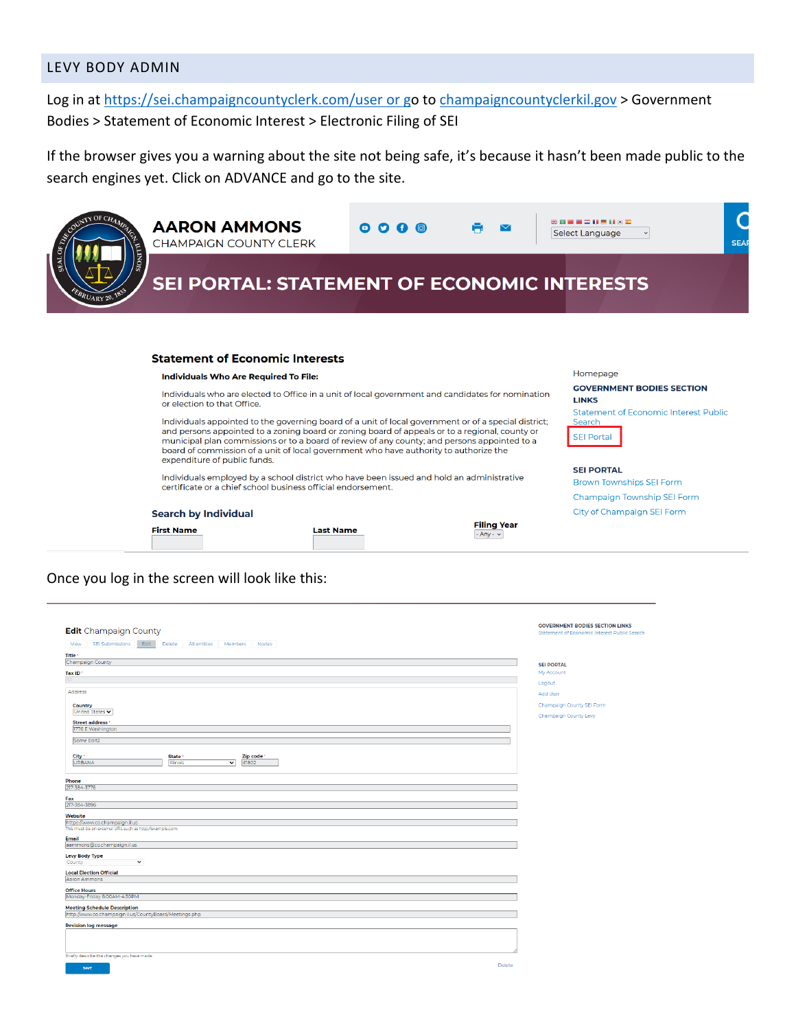## LEVY BODY ADMIN

Log in at https://sei.champaigncountyclerk.com/user or go to champaigncountyclerkil.gov > Government Bodies > Statement of Economic Interest > Electronic Filing of SEI

If the browser gives you a warning about the site not being safe, it's because it hasn't been made public to the search engines yet. Click on ADVANCE and go to the site.

AARON AMMONS
CHAMPAIGN COUNTY CLERK

SEI PORTAL: STATEMENT OF ECONOMIC INTERESTS

**Statement of Economic Interests**

**Individuals Who Are Required To File:**

Individuals who are elected to Office in a unit of local government and candidates for nomination or election to that Office.

Individuals appointed to the governing board of a unit of local government or of a special district; and persons appointed to a zoning board or zoning board of appeals or to a regional, county or municipal plan commissions or to a board of review of any county; and persons appointed to a board of commission of a unit of local government who have authority to authorize the expenditure of public funds.

Individuals employed by a school district who have been issued and hold an administrative certificate or a chief school business official endorsement.

**Search by Individual**

First Name | Last Name | Filing Year

Homepage

GOVERNMENT BODIES SECTION LINKS
- Statement of Economic Interest Public Search
- SEI Portal

SEI PORTAL
- Brown Townships SEI Form
- Champaign Township SEI Form
- City of Champaign SEI Form

Once you log in the screen will look like this:

**Edit** Champaign County

View | SEI Submissions | Edit | Delete | All entities | Members | Nodes

Title: Champaign County
Tax ID
Address
Country: United States
Street address: 1776 E Washington
City: URBANA | State: Illinois | Zip code: 61802
Phone: 217-384-3776
Fax: 217-384-3896
Website: https://www.co.champaign.il.us
Email: aammons@co.champaign.il.us
Levy Body Type: County
Local Election Official: Aaron Ammons
Office Hours: Monday-Friday 8:00AM-4:30PM
Meeting Schedule Description: http://www.co.champaign.il.us/CountyBoard/Meetings.php
Revision log message

SAVE | Delete

GOVERNMENT BODIES SECTION LINKS
- Statement of Economic Interest Public Search

SEI PORTAL
- My Account
- Logout
- Add User
- Champaign County SEI Form
- Champaign County Levy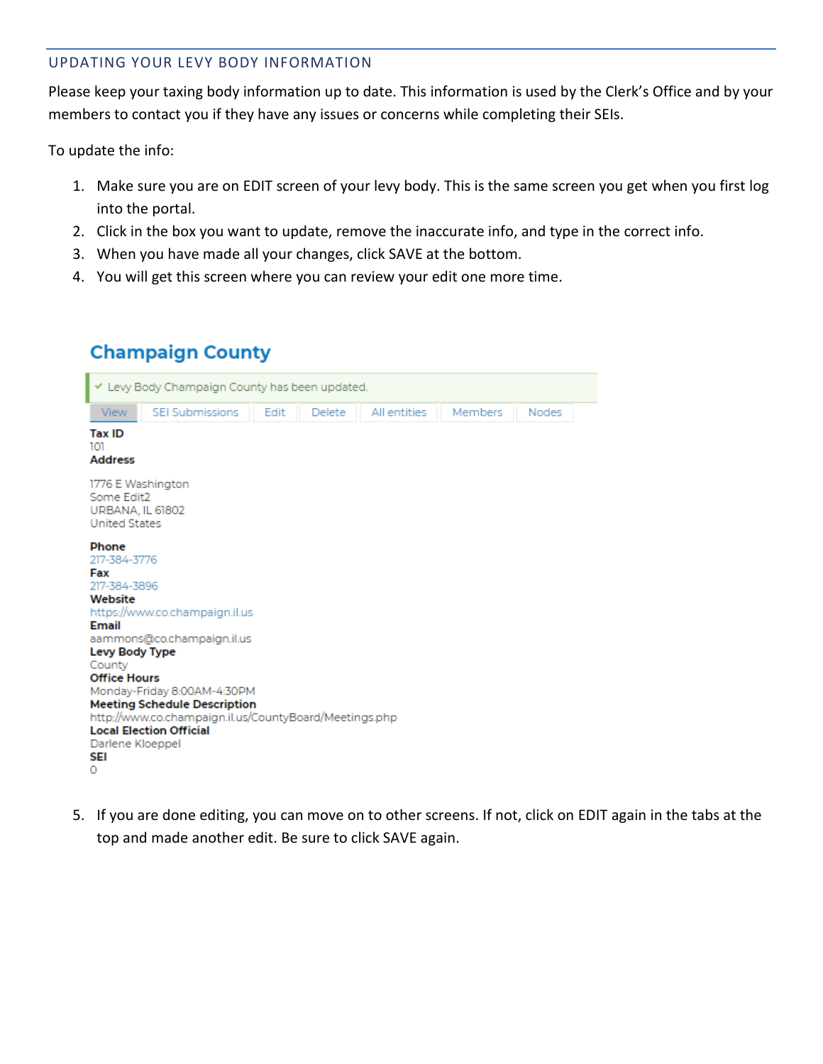## UPDATING YOUR LEVY BODY INFORMATION

Please keep your taxing body information up to date. This information is used by the Clerk's Office and by your members to contact you if they have any issues or concerns while completing their SEIs.

To update the info:

1. Make sure you are on EDIT screen of your levy body. This is the same screen you get when you first log into the portal.
2. Click in the box you want to update, remove the inaccurate info, and type in the correct info.
3. When you have made all your changes, click SAVE at the bottom.
4. You will get this screen where you can review your edit one more time.

### Champaign County

✔ Levy Body Champaign County has been updated.

View | SEI Submissions | Edit | Delete | All entities | Members | Nodes

**Tax ID**
101
**Address**

1776 E Washington
Some Edit2
URBANA, IL 61802
United States

**Phone**
217-384-3776
**Fax**
217-384-3896
**Website**
https://www.co.champaign.il.us
**Email**
aammons@co.champaign.il.us
**Levy Body Type**
County
**Office Hours**
Monday-Friday 8:00AM-4:30PM
**Meeting Schedule Description**
http://www.co.champaign.il.us/CountyBoard/Meetings.php
**Local Election Official**
Darlene Kloeppel
**SEI**
0

5. If you are done editing, you can move on to other screens. If not, click on EDIT again in the tabs at the top and made another edit. Be sure to click SAVE again.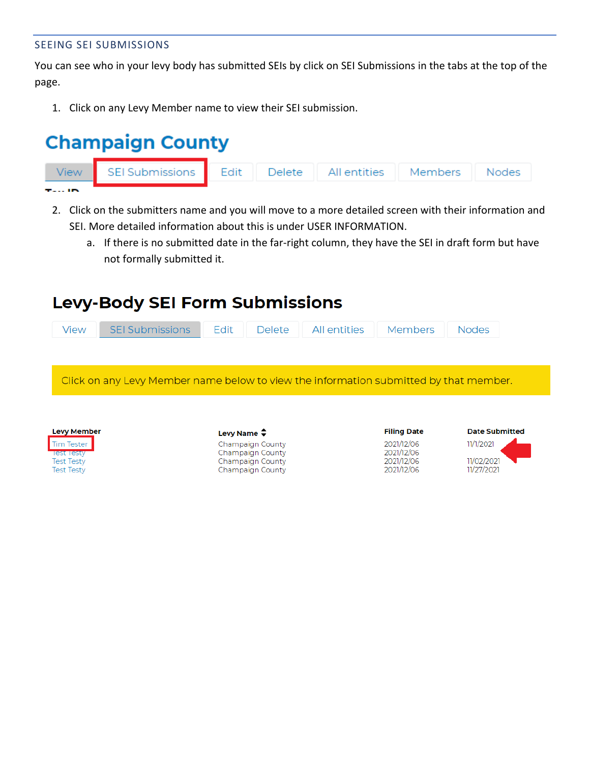## SEEING SEI SUBMISSIONS

You can see who in your levy body has submitted SEIs by click on SEI Submissions in the tabs at the top of the page.

1. Click on any Levy Member name to view their SEI submission.

**Champaign County**

View | SEI Submissions | Edit | Delete | All entities | Members | Nodes

2. Click on the submitters name and you will move to a more detailed screen with their information and SEI. More detailed information about this is under USER INFORMATION.
   a. If there is no submitted date in the far-right column, they have the SEI in draft form but have not formally submitted it.

## Levy-Body SEI Form Submissions

View | SEI Submissions | Edit | Delete | All entities | Members | Nodes

Click on any Levy Member name below to view the information submitted by that member.

| Levy Member | Levy Name | Filing Date | Date Submitted |
|---|---|---|---|
| Tim Tester | Champaign County | 2021/12/06 | 11/1/2021 |
| Test Testy | Champaign County | 2021/12/06 | |
| Test Testy | Champaign County | 2021/12/06 | 11/02/2021 |
| Test Testy | Champaign County | 2021/12/06 | 11/27/2021 |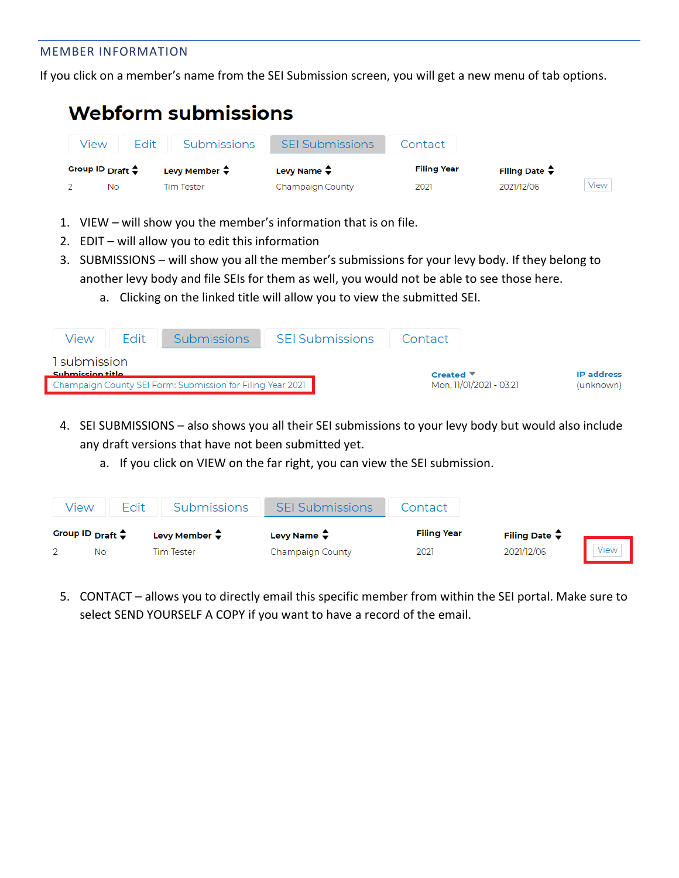## MEMBER INFORMATION

If you click on a member's name from the SEI Submission screen, you will get a new menu of tab options.

# Webform submissions

View | Edit | Submissions | SEI Submissions | Contact

| Group ID | Draft | Levy Member | Levy Name | Filing Year | Filing Date | |
|---|---|---|---|---|---|---|
| 2 | No | Tim Tester | Champaign County | 2021 | 2021/12/06 | View |

1. VIEW – will show you the member's information that is on file.
2. EDIT – will allow you to edit this information
3. SUBMISSIONS – will show you all the member's submissions for your levy body. If they belong to another levy body and file SEIs for them as well, you would not be able to see those here.
   a. Clicking on the linked title will allow you to view the submitted SEI.

View | Edit | Submissions | SEI Submissions | Contact

1 submission

| Submission title | Created | IP address |
|---|---|---|
| Champaign County SEI Form: Submission for Filing Year 2021 | Mon, 11/01/2021 - 03:21 | (unknown) |

4. SEI SUBMISSIONS – also shows you all their SEI submissions to your levy body but would also include any draft versions that have not been submitted yet.
   a. If you click on VIEW on the far right, you can view the SEI submission.

View | Edit | Submissions | SEI Submissions | Contact

| Group ID | Draft | Levy Member | Levy Name | Filing Year | Filing Date | |
|---|---|---|---|---|---|---|
| 2 | No | Tim Tester | Champaign County | 2021 | 2021/12/06 | View |

5. CONTACT – allows you to directly email this specific member from within the SEI portal. Make sure to select SEND YOURSELF A COPY if you want to have a record of the email.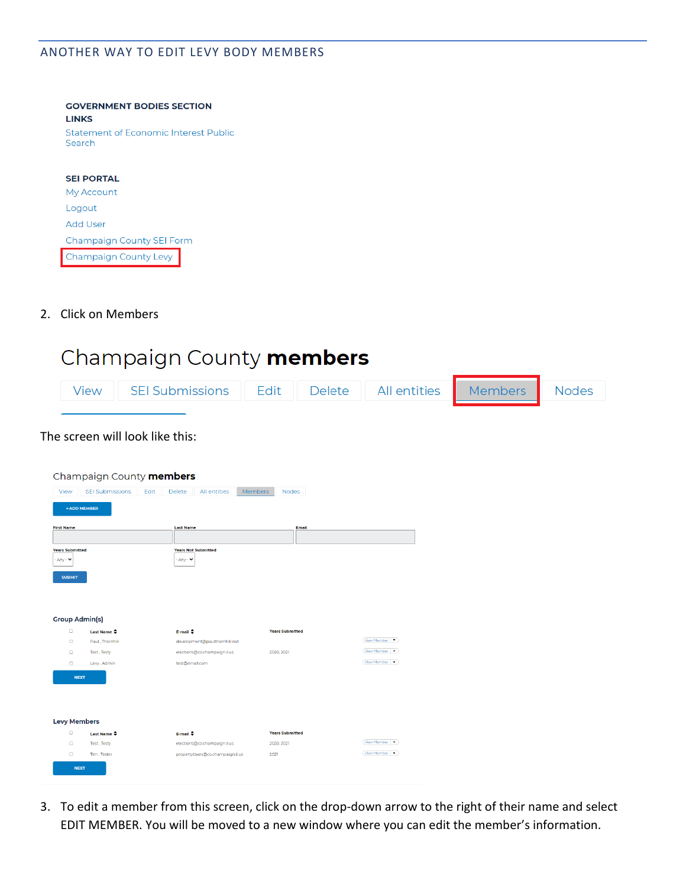## ANOTHER WAY TO EDIT LEVY BODY MEMBERS

**GOVERNMENT BODIES SECTION LINKS**

Statement of Economic Interest Public Search

**SEI PORTAL**

My Account

Logout

Add User

Champaign County SEI Form

Champaign County Levy

2. Click on Members

# Champaign County **members**

View | SEI Submissions | Edit | Delete | All entities | Members | Nodes

The screen will look like this:

Champaign County **members**

View | SEI Submissions | Edit | Delete | All entities | Members | Nodes

+ADD MEMBER

First Name | Last Name | Email

Years Submitted: - Any - | Years Not Submitted: - Any -

SUBMIT

**Group Admin(s)**

| | Last Name | E-mail | Years Submitted | |
|---|---|---|---|---|
| ☐ | Paul, Thornhill | development@paulthornhill.net | | View Member ▾ |
| ☐ | Test, Testy | elections@co.champaign.il.us | 2020, 2021 | View Member ▾ |
| ☐ | Levy, Admin | test@email.com | | View Member ▾ |

NEXT

**Levy Members**

| | Last Name | E-mail | Years Submitted | |
|---|---|---|---|---|
| ☐ | Test, Testy | elections@co.champaign.il.us | 2020, 2021 | View Member ▾ |
| ☐ | Tim, Tester | propertytaxes@co.champaign.il.us | 2021 | View Member ▾ |

NEXT

3. To edit a member from this screen, click on the drop-down arrow to the right of their name and select EDIT MEMBER. You will be moved to a new window where you can edit the member's information.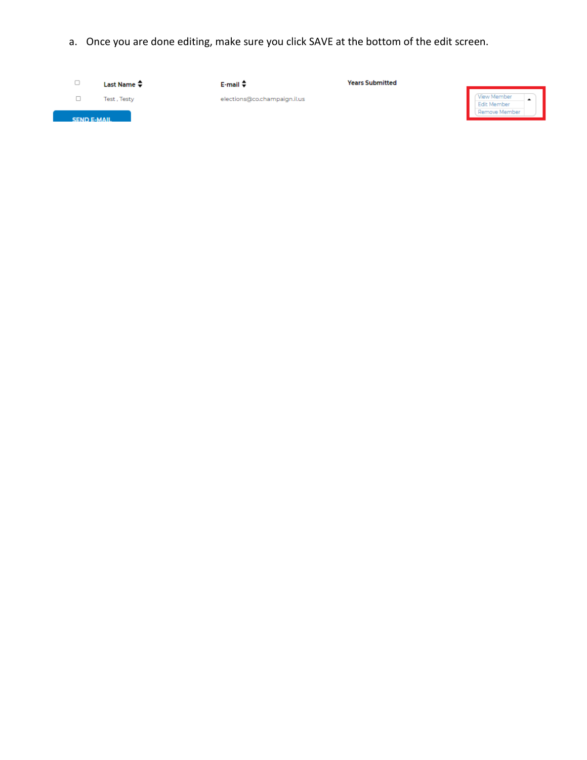a. Once you are done editing, make sure you click SAVE at the bottom of the edit screen.

| | Last Name | E-mail | Years Submitted | |
|---|---|---|---|---|
| ☐ | Test , Testy | elections@co.champaign.il.us | | View Member / Edit Member / Remove Member |

SEND E-MAIL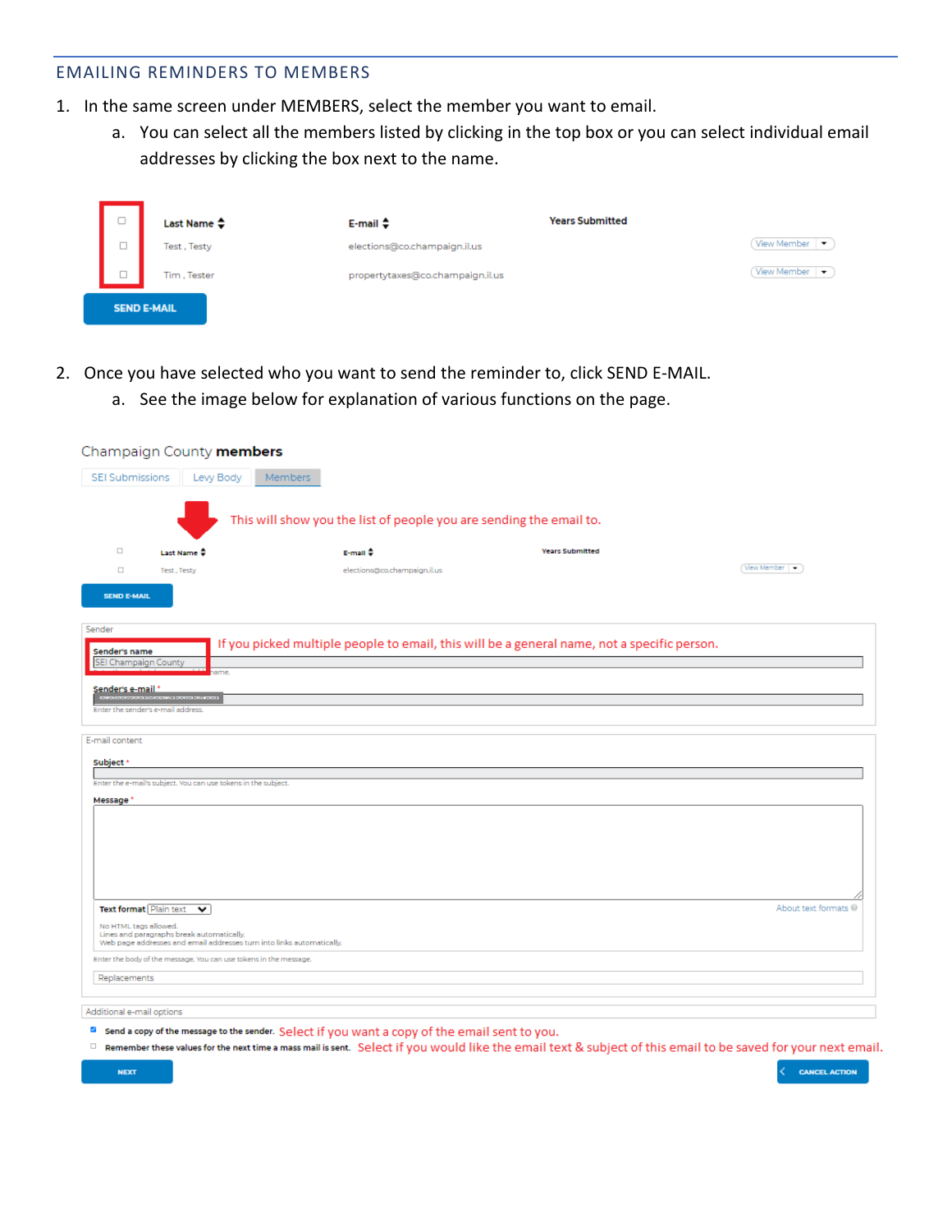## EMAILING REMINDERS TO MEMBERS

1. In the same screen under MEMBERS, select the member you want to email.
   a. You can select all the members listed by clicking in the top box or you can select individual email addresses by clicking the box next to the name.

| | Last Name | E-mail | Years Submitted | |
|---|---|---|---|---|
| ☐ | Test , Testy | elections@co.champaign.il.us | | View Member |
| ☐ | Tim , Tester | propertytaxes@co.champaign.il.us | | View Member |

SEND E-MAIL

2. Once you have selected who you want to send the reminder to, click SEND E-MAIL.
   a. See the image below for explanation of various functions on the page.

Champaign County **members**

SEI Submissions | Levy Body | Members

This will show you the list of people you are sending the email to.

| | Last Name | E-mail | Years Submitted | |
|---|---|---|---|---|
| ☐ | Test , Testy | elections@co.champaign.il.us | | View Member |

SEND E-MAIL

Sender

**Sender's name**
SEI Champaign County

If you picked multiple people to email, this will be a general name, not a specific person.

**Sender's e-mail** *

Enter the sender's e-mail address.

E-mail content

**Subject** *

Enter the e-mail's subject. You can use tokens in the subject.

**Message** *

**Text format** Plain text

About text formats

No HTML tags allowed.
Lines and paragraphs break automatically.
Web page addresses and email addresses turn into links automatically.

Enter the body of the message. You can use tokens in the message.

Replacements

Additional e-mail options

☑ **Send a copy of the message to the sender.** Select if you want a copy of the email sent to you.

☐ **Remember these values for the next time a mass mail is sent.** Select if you would like the email text & subject of this email to be saved for your next email.

NEXT | CANCEL ACTION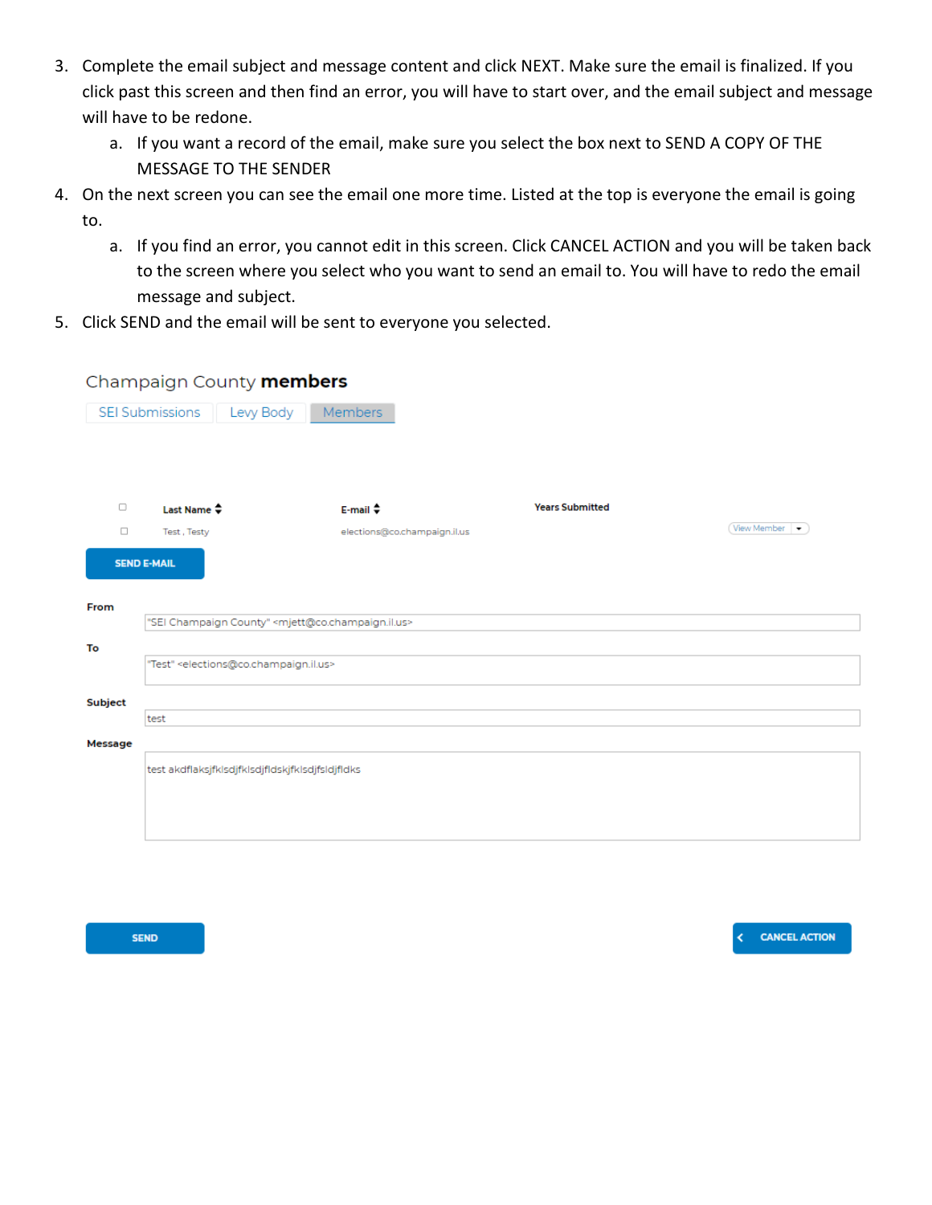3. Complete the email subject and message content and click NEXT. Make sure the email is finalized. If you click past this screen and then find an error, you will have to start over, and the email subject and message will have to be redone.
   a. If you want a record of the email, make sure you select the box next to SEND A COPY OF THE MESSAGE TO THE SENDER
4. On the next screen you can see the email one more time. Listed at the top is everyone the email is going to.
   a. If you find an error, you cannot edit in this screen. Click CANCEL ACTION and you will be taken back to the screen where you select who you want to send an email to. You will have to redo the email message and subject.
5. Click SEND and the email will be sent to everyone you selected.

Champaign County **members**

SEI Submissions | Levy Body | Members

| | Last Name | E-mail | Years Submitted | |
|---|---|---|---|---|
| ☐ | Test , Testy | elections@co.champaign.il.us | | View Member |

SEND E-MAIL

**From**

"SEI Champaign County" <mjett@co.champaign.il.us>

**To**

"Test" <elections@co.champaign.il.us>

**Subject**

test

**Message**

test akdflaksjfklsdjfklsdjfldskjfklsdjfsldjfldks

SEND

CANCEL ACTION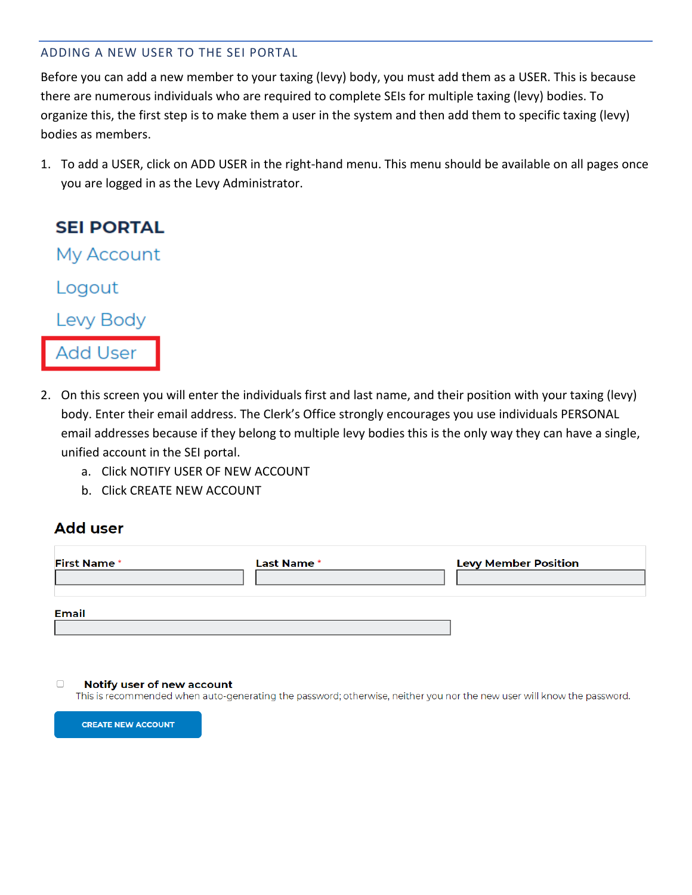## ADDING A NEW USER TO THE SEI PORTAL

Before you can add a new member to your taxing (levy) body, you must add them as a USER. This is because there are numerous individuals who are required to complete SEIs for multiple taxing (levy) bodies. To organize this, the first step is to make them a user in the system and then add them to specific taxing (levy) bodies as members.

1. To add a USER, click on ADD USER in the right-hand menu. This menu should be available on all pages once you are logged in as the Levy Administrator.

**SEI PORTAL**

My Account

Logout

Levy Body

Add User

2. On this screen you will enter the individuals first and last name, and their position with your taxing (levy) body. Enter their email address. The Clerk's Office strongly encourages you use individuals PERSONAL email addresses because if they belong to multiple levy bodies this is the only way they can have a single, unified account in the SEI portal.
   a. Click NOTIFY USER OF NEW ACCOUNT
   b. Click CREATE NEW ACCOUNT

### Add user

First Name * | Last Name * | Levy Member Position

Email

☐ **Notify user of new account**
This is recommended when auto-generating the password; otherwise, neither you nor the new user will know the password.

CREATE NEW ACCOUNT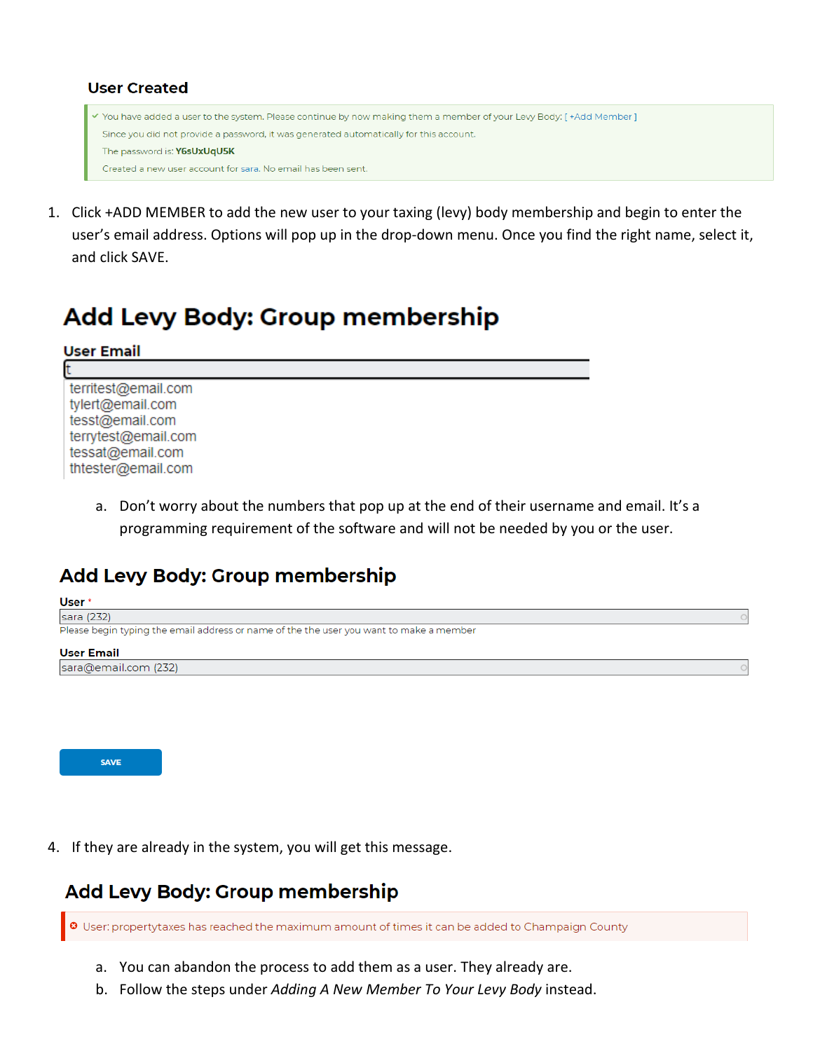### User Created

✓ You have added a user to the system. Please continue by now making them a member of your Levy Body: [ +Add Member ]

Since you did not provide a password, it was generated automatically for this account.

The password is: **Y6sUxUqU5K**

Created a new user account for sara. No email has been sent.

1. Click +ADD MEMBER to add the new user to your taxing (levy) body membership and begin to enter the user's email address. Options will pop up in the drop-down menu. Once you find the right name, select it, and click SAVE.

## Add Levy Body: Group membership

**User Email**

t

territest@email.com
tylert@email.com
tesst@email.com
terrytest@email.com
tessat@email.com
thtester@email.com

   a. Don't worry about the numbers that pop up at the end of their username and email. It's a programming requirement of the software and will not be needed by you or the user.

## Add Levy Body: Group membership

**User** *

sara (232)

Please begin typing the email address or name of the the user you want to make a member

**User Email**

sara@email.com (232)

SAVE

4. If they are already in the system, you will get this message.

## Add Levy Body: Group membership

⊗ User: propertytaxes has reached the maximum amount of times it can be added to Champaign County

   a. You can abandon the process to add them as a user. They already are.
   b. Follow the steps under *Adding A New Member To Your Levy Body* instead.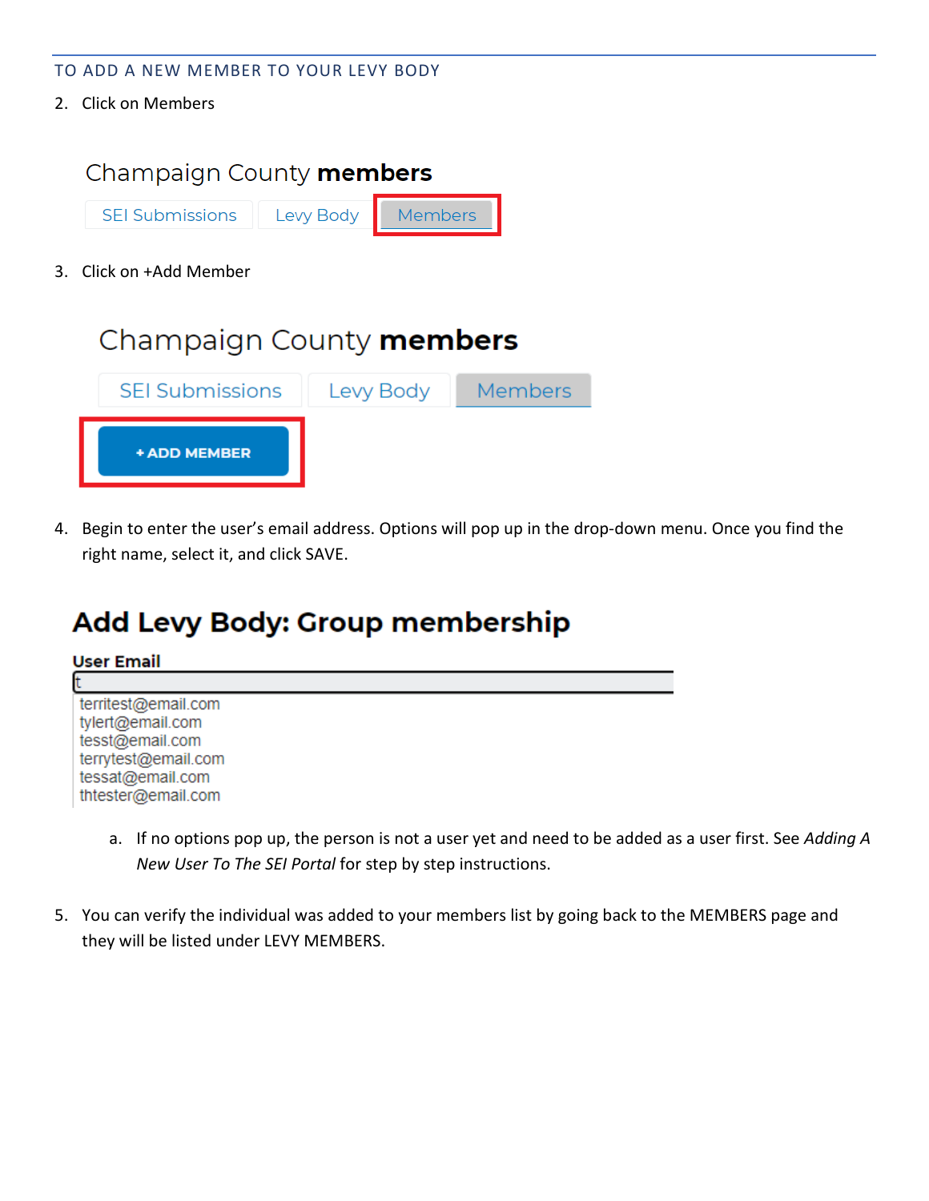## TO ADD A NEW MEMBER TO YOUR LEVY BODY

2. Click on Members

Champaign County **members**

SEI Submissions | Levy Body | Members

3. Click on +Add Member

Champaign County **members**

SEI Submissions | Levy Body | Members

+ ADD MEMBER

4. Begin to enter the user's email address. Options will pop up in the drop-down menu. Once you find the right name, select it, and click SAVE.

**Add Levy Body: Group membership**

**User Email**

t

territest@email.com
tylert@email.com
tesst@email.com
terrytest@email.com
tessat@email.com
thtester@email.com

   a. If no options pop up, the person is not a user yet and need to be added as a user first. See *Adding A New User To The SEI Portal* for step by step instructions.

5. You can verify the individual was added to your members list by going back to the MEMBERS page and they will be listed under LEVY MEMBERS.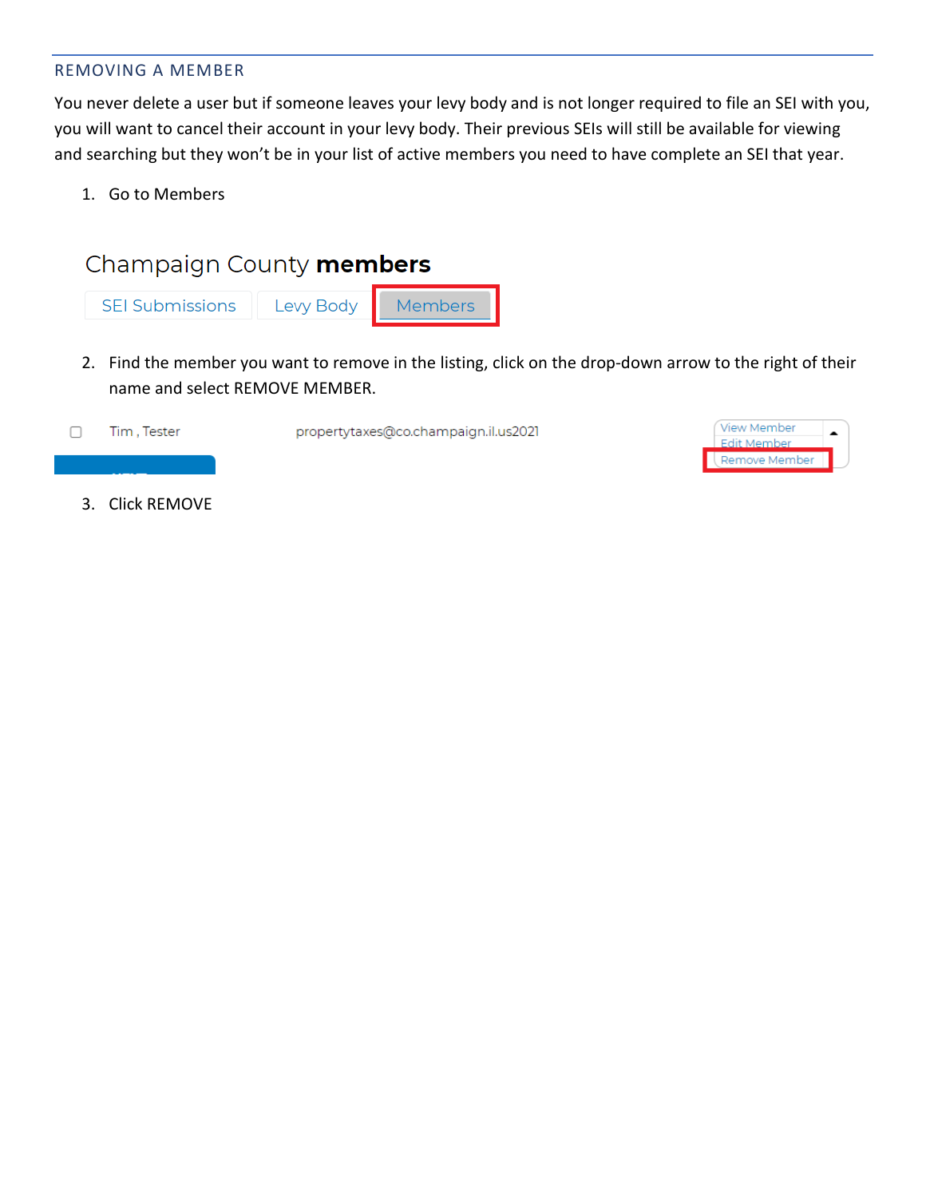## REMOVING A MEMBER

You never delete a user but if someone leaves your levy body and is not longer required to file an SEI with you, you will want to cancel their account in your levy body. Their previous SEIs will still be available for viewing and searching but they won't be in your list of active members you need to have complete an SEI that year.

1. Go to Members

Champaign County **members**

SEI Submissions | Levy Body | Members

2. Find the member you want to remove in the listing, click on the drop-down arrow to the right of their name and select REMOVE MEMBER.

Tim , Tester     propertytaxes@co.champaign.il.us2021

View Member
Edit Member
Remove Member

3. Click REMOVE